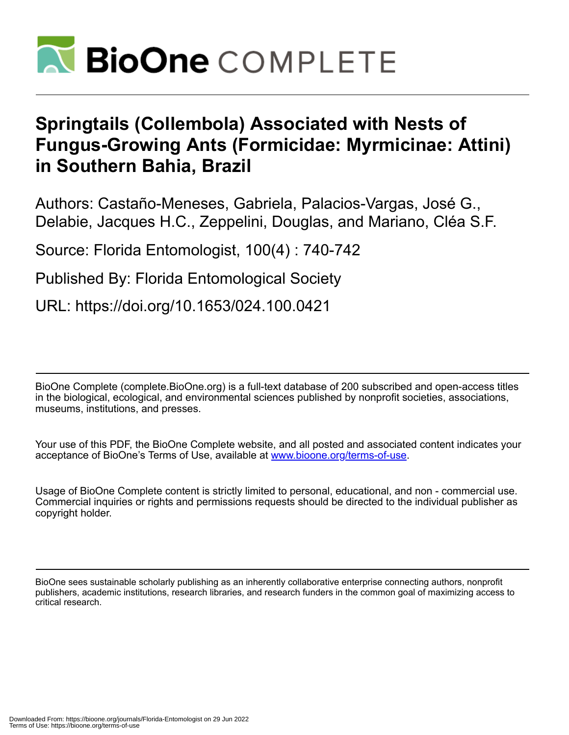# Springtails (Collembola) Associated with Nests of Fungus-Growing Ants (Formicidae: Myrmicinae: Attini) in Southern Bahia, Brazil

Authors: Castaño-Meneses, Gabriela, Palacios-Vargas, José G., Delabie, Jacques H.C., Zeppelini, Douglas, and Mariano, Cléa S.F.

Source: Florida Entomologist, 100(4) : 740-742

Published By: Florida Entomological Society

URL: https://doi.org/10.1653/024.100.0421

---

BioOne Complete (complete.BioOne.org) is a full-text database of 200 subscribed and open-access titles in the biological, ecological, and environmental sciences published by nonprofit societies, associations, museums, institutions, and presses.

Your use of this PDF, the BioOne Complete website, and all posted and associated content indicates your acceptance of BioOne's Terms of Use, available at www.bioone.org/terms-of-use.

Usage of BioOne Complete content is strictly limited to personal, educational, and non - commercial use. Commercial inquiries or rights and permissions requests should be directed to the individual publisher as copyright holder.

---

BioOne sees sustainable scholarly publishing as an inherently collaborative enterprise connecting authors, nonprofit publishers, academic institutions, research libraries, and research funders in the common goal of maximizing access to critical research.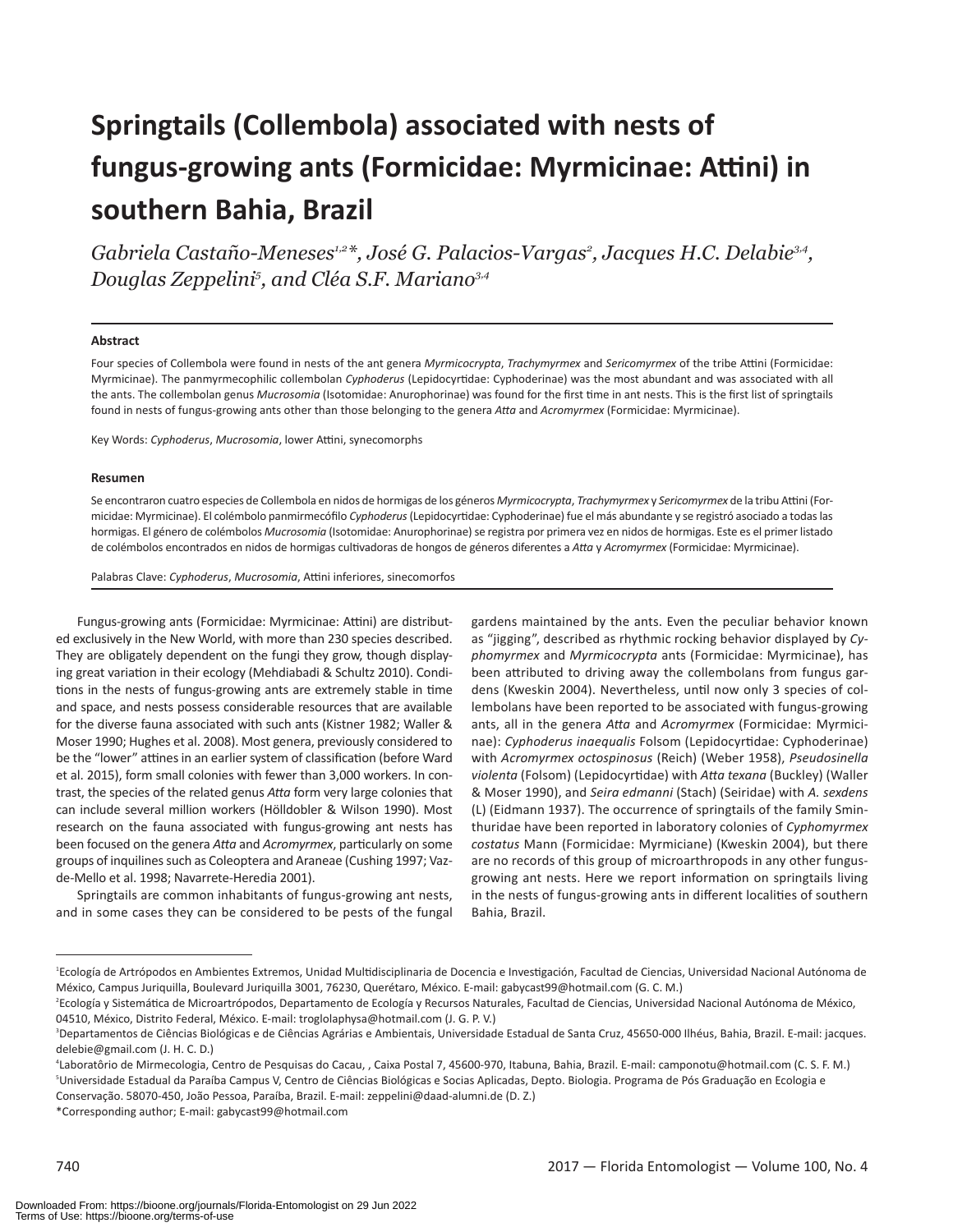# Springtails (Collembola) associated with nests of fungus-growing ants (Formicidae: Myrmicinae: Attini) in southern Bahia, Brazil

*Gabriela Castaño-Meneses[1,2]\*, José G. Palacios-Vargas[2], Jacques H.C. Delabie[3,4], Douglas Zeppelini[5], and Cléa S.F. Mariano[3,4]*

### Abstract

Four species of Collembola were found in nests of the ant genera *Myrmicocrypta*, *Trachymyrmex* and *Sericomyrmex* of the tribe Attini (Formicidae: Myrmicinae). The panmyrmecophilic collembolan *Cyphoderus* (Lepidocyrtidae: Cyphoderinae) was the most abundant and was associated with all the ants. The collembolan genus *Mucrosomia* (Isotomidae: Anurophorinae) was found for the first time in ant nests. This is the first list of springtails found in nests of fungus-growing ants other than those belonging to the genera *Atta* and *Acromyrmex* (Formicidae: Myrmicinae).

Key Words: *Cyphoderus*, *Mucrosomia*, lower Attini, synecomorphs

### Resumen

Se encontraron cuatro especies de Collembola en nidos de hormigas de los géneros *Myrmicocrypta*, *Trachymyrmex* y *Sericomyrmex* de la tribu Attini (Formicidae: Myrmicinae). El colémbolo panmirmecófilo *Cyphoderus* (Lepidocyrtidae: Cyphoderinae) fue el más abundante y se registró asociado a todas las hormigas. El género de colémbolos *Mucrosomia* (Isotomidae: Anurophorinae) se registra por primera vez en nidos de hormigas. Este es el primer listado de colémbolos encontrados en nidos de hormigas cultivadoras de hongos de géneros diferentes a *Atta* y *Acromyrmex* (Formicidae: Myrmicinae).

Palabras Clave: *Cyphoderus*, *Mucrosomia*, Attini inferiores, sinecomorfos

Fungus-growing ants (Formicidae: Myrmicinae: Attini) are distributed exclusively in the New World, with more than 230 species described. They are obligately dependent on the fungi they grow, though displaying great variation in their ecology (Mehdiabadi & Schultz 2010). Conditions in the nests of fungus-growing ants are extremely stable in time and space, and nests possess considerable resources that are available for the diverse fauna associated with such ants (Kistner 1982; Waller & Moser 1990; Hughes et al. 2008). Most genera, previously considered to be the "lower" attines in an earlier system of classification (before Ward et al. 2015), form small colonies with fewer than 3,000 workers. In contrast, the species of the related genus *Atta* form very large colonies that can include several million workers (Hölldobler & Wilson 1990). Most research on the fauna associated with fungus-growing ant nests has been focused on the genera *Atta* and *Acromyrmex*, particularly on some groups of inquilines such as Coleoptera and Araneae (Cushing 1997; Vaz-de-Mello et al. 1998; Navarrete-Heredia 2001).

Springtails are common inhabitants of fungus-growing ant nests, and in some cases they can be considered to be pests of the fungal gardens maintained by the ants. Even the peculiar behavior known as "jigging", described as rhythmic rocking behavior displayed by *Cyphomyrmex* and *Myrmicocrypta* ants (Formicidae: Myrmicinae), has been attributed to driving away the collembolans from fungus gardens (Kweskin 2004). Nevertheless, until now only 3 species of collembolans have been reported to be associated with fungus-growing ants, all in the genera *Atta* and *Acromyrmex* (Formicidae: Myrmicinae): *Cyphoderus inaequalis* Folsom (Lepidocyrtidae: Cyphoderinae) with *Acromyrmex octospinosus* (Reich) (Weber 1958), *Pseudosinella violenta* (Folsom) (Lepidocyrtidae) with *Atta texana* (Buckley) (Waller & Moser 1990), and *Seira edmanni* (Stach) (Seiridae) with *A. sexdens* (L) (Eidmann 1937). The occurrence of springtails of the family Sminthuridae have been reported in laboratory colonies of *Cyphomyrmex costatus* Mann (Formicidae: Myrmiciane) (Kweskin 2004), but there are no records of this group of microarthropods in any other fungus-growing ant nests. Here we report information on springtails living in the nests of fungus-growing ants in different localities of southern Bahia, Brazil.

---

[1]Ecología de Artrópodos en Ambientes Extremos, Unidad Multidisciplinaria de Docencia e Investigación, Facultad de Ciencias, Universidad Nacional Autónoma de México, Campus Juriquilla, Boulevard Juriquilla 3001, 76230, Querétaro, México. E-mail: gabycast99@hotmail.com (G. C. M.)

[2]Ecología y Sistemática de Microartrópodos, Departamento de Ecología y Recursos Naturales, Facultad de Ciencias, Universidad Nacional Autónoma de México, 04510, México, Distrito Federal, México. E-mail: troglolaphysa@hotmail.com (J. G. P. V.)

[3]Departamentos de Ciências Biológicas e de Ciências Agrárias e Ambientais, Universidade Estadual de Santa Cruz, 45650-000 Ilhéus, Bahia, Brazil. E-mail: jacques.delabie@gmail.com (J. H. C. D.)

[4]Laboratôrio de Mirmecologia, Centro de Pesquisas do Cacau, , Caixa Postal 7, 45600-970, Itabuna, Bahia, Brazil. E-mail: camponotu@hotmail.com (C. S. F. M.)

[5]Universidade Estadual da Paraíba Campus V, Centro de Ciências Biológicas e Socias Aplicadas, Depto. Biologia. Programa de Pós Graduação en Ecologia e Conservação. 58070-450, João Pessoa, Paraíba, Brazil. E-mail: zeppelini@daad-alumni.de (D. Z.)

\*Corresponding author; E-mail: gabycast99@hotmail.com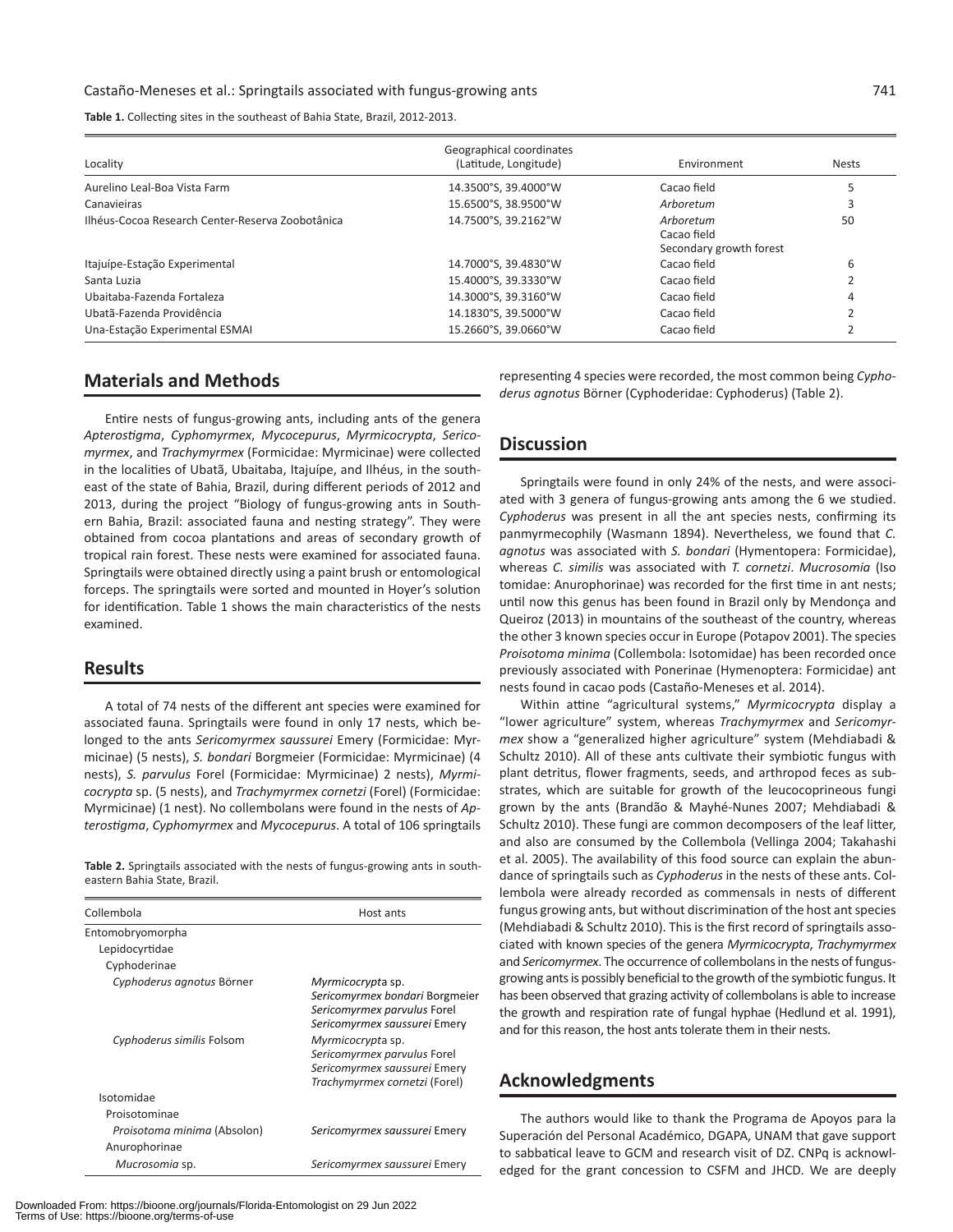**Table 1.** Collecting sites in the southeast of Bahia State, Brazil, 2012-2013.

| Locality | Geographical coordinates (Latitude, Longitude) | Environment | Nests |
|---|---|---|---|
| Aurelino Leal-Boa Vista Farm | 14.3500°S, 39.4000°W | Cacao field | 5 |
| Canavieiras | 15.6500°S, 38.9500°W | *Arboretum* | 3 |
| Ilhéus-Cocoa Research Center-Reserva Zoobotânica | 14.7500°S, 39.2162°W | *Arboretum*<br>Cacao field<br>Secondary growth forest | 50 |
| Itajuípe-Estação Experimental | 14.7000°S, 39.4830°W | Cacao field | 6 |
| Santa Luzia | 15.4000°S, 39.3330°W | Cacao field | 2 |
| Ubaitaba-Fazenda Fortaleza | 14.3000°S, 39.3160°W | Cacao field | 4 |
| Ubatã-Fazenda Providência | 14.1830°S, 39.5000°W | Cacao field | 2 |
| Una-Estação Experimental ESMAI | 15.2660°S, 39.0660°W | Cacao field | 2 |

## Materials and Methods

Entire nests of fungus-growing ants, including ants of the genera *Apterostigma*, *Cyphomyrmex*, *Mycocepurus*, *Myrmicocrypta*, *Sericomyrmex*, and *Trachymyrmex* (Formicidae: Myrmicinae) were collected in the localities of Ubatã, Ubaitaba, Itajuípe, and Ilhéus, in the southeast of the state of Bahia, Brazil, during different periods of 2012 and 2013, during the project "Biology of fungus-growing ants in Southern Bahia, Brazil: associated fauna and nesting strategy". They were obtained from cocoa plantations and areas of secondary growth of tropical rain forest. These nests were examined for associated fauna. Springtails were obtained directly using a paint brush or entomological forceps. The springtails were sorted and mounted in Hoyer's solution for identification. Table 1 shows the main characteristics of the nests examined.

## Results

A total of 74 nests of the different ant species were examined for associated fauna. Springtails were found in only 17 nests, which belonged to the ants *Sericomyrmex saussurei* Emery (Formicidae: Myrmicinae) (5 nests), *S. bondari* Borgmeier (Formicidae: Myrmicinae) (4 nests), *S. parvulus* Forel (Formicidae: Myrmicinae) 2 nests), *Myrmicocrypta* sp. (5 nests), and *Trachymyrmex cornetzi* (Forel) (Formicidae: Myrmicinae) (1 nest). No collembolans were found in the nests of *Apterostigma*, *Cyphomyrmex* and *Mycocepurus*. A total of 106 springtails representing 4 species were recorded, the most common being *Cyphoderus agnotus* Börner (Cyphoderidae: Cyphoderus) (Table 2).

**Table 2.** Springtails associated with the nests of fungus-growing ants in southeastern Bahia State, Brazil.

| Collembola | Host ants |
|---|---|
| Entomobryomorpha | |
| Lepidocyrtidae | |
| Cyphoderinae | |
| *Cyphoderus agnotus* Börner | *Myrmicocrypta* sp.<br>*Sericomyrmex bondari* Borgmeier<br>*Sericomyrmex parvulus* Forel<br>*Sericomyrmex saussurei* Emery |
| *Cyphoderus similis* Folsom | *Myrmicocrypta* sp.<br>*Sericomyrmex parvulus* Forel<br>*Sericomyrmex saussurei* Emery<br>*Trachymyrmex cornetzi* (Forel) |
| Isotomidae | |
| Proisotominae | |
| *Proisotoma minima* (Absolon) | *Sericomyrmex saussurei* Emery |
| Anurophorinae | |
| *Mucrosomia* sp. | *Sericomyrmex saussurei* Emery |

## Discussion

Springtails were found in only 24% of the nests, and were associated with 3 genera of fungus-growing ants among the 6 we studied. *Cyphoderus* was present in all the ant species nests, confirming its panmyrmecophily (Wasmann 1894). Nevertheless, we found that *C. agnotus* was associated with *S. bondari* (Hymentoptera: Formicidae), whereas *C. similis* was associated with *T. cornetzi*. *Mucrosomia* (Iso tomidae: Anurophorinae) was recorded for the first time in ant nests; until now this genus has been found in Brazil only by Mendonça and Queiroz (2013) in mountains of the southeast of the country, whereas the other 3 known species occur in Europe (Potapov 2001). The species *Proisotoma minima* (Collembola: Isotomidae) has been recorded once previously associated with Ponerinae (Hymenoptera: Formicidae) ant nests found in cacao pods (Castaño-Meneses et al. 2014).

Within attine "agricultural systems," *Myrmicocrypta* display a "lower agriculture" system, whereas *Trachymyrmex* and *Sericomyrmex* show a "generalized higher agriculture" system (Mehdiabadi & Schultz 2010). All of these ants cultivate their symbiotic fungus with plant detritus, flower fragments, seeds, and arthropod feces as substrates, which are suitable for growth of the leucocoprineous fungi grown by the ants (Brandão & Mayhé-Nunes 2007; Mehdiabadi & Schultz 2010). These fungi are common decomposers of the leaf litter, and also are consumed by the Collembola (Vellinga 2004; Takahashi et al. 2005). The availability of this food source can explain the abundance of springtails such as *Cyphoderus* in the nests of these ants. Collembola were already recorded as commensals in nests of different fungus growing ants, but without discrimination of the host ant species (Mehdiabadi & Schultz 2010). This is the first record of springtails associated with known species of the genera *Myrmicocrypta*, *Trachymyrmex* and *Sericomyrmex*. The occurrence of collembolans in the nests of fungus-growing ants is possibly beneficial to the growth of the symbiotic fungus. It has been observed that grazing activity of collembolans is able to increase the growth and respiration rate of fungal hyphae (Hedlund et al. 1991), and for this reason, the host ants tolerate them in their nests.

## Acknowledgments

The authors would like to thank the Programa de Apoyos para la Superación del Personal Académico, DGAPA, UNAM that gave support to sabbatical leave to GCM and research visit of DZ. CNPq is acknowledged for the grant concession to CSFM and JHCD. We are deeply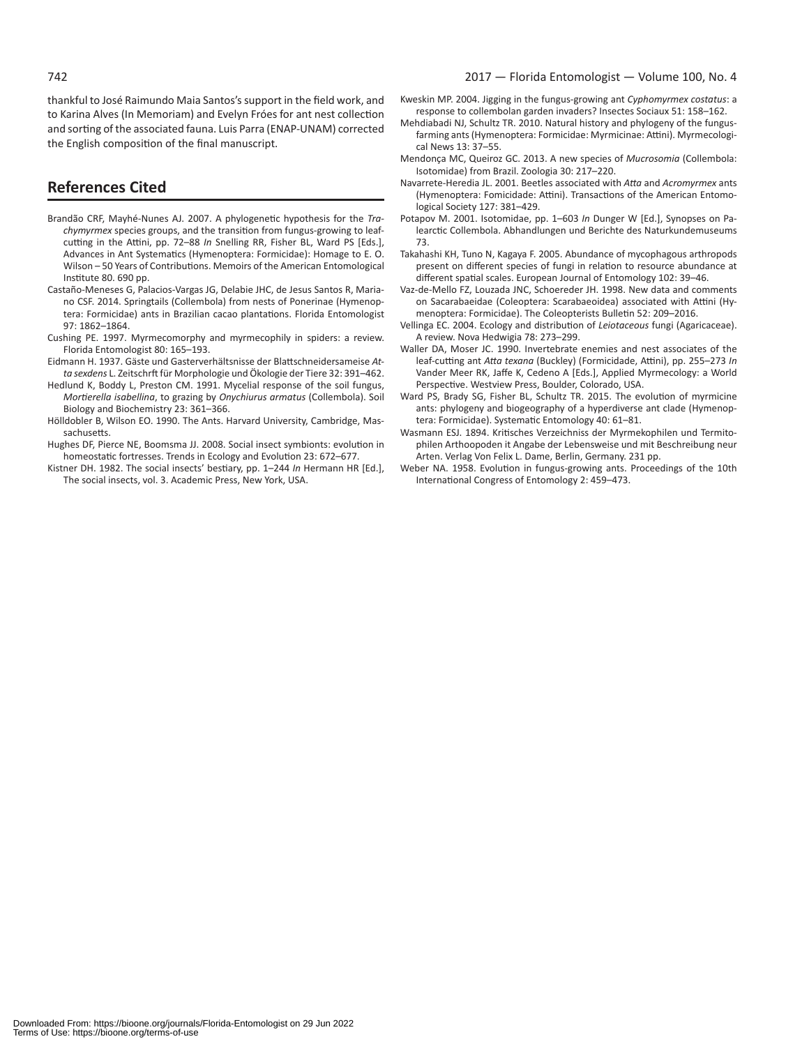thankful to José Raimundo Maia Santos's support in the field work, and to Karina Alves (In Memoriam) and Evelyn Fróes for ant nest collection and sorting of the associated fauna. Luis Parra (ENAP-UNAM) corrected the English composition of the final manuscript.

## References Cited

Brandão CRF, Mayhé-Nunes AJ. 2007. A phylogenetic hypothesis for the *Trachymyrmex* species groups, and the transition from fungus-growing to leaf-cutting in the Attini, pp. 72–88 *In* Snelling RR, Fisher BL, Ward PS [Eds.], Advances in Ant Systematics (Hymenoptera: Formicidae): Homage to E. O. Wilson – 50 Years of Contributions. Memoirs of the American Entomological Institute 80. 690 pp.

Castaño-Meneses G, Palacios-Vargas JG, Delabie JHC, de Jesus Santos R, Mariano CSF. 2014. Springtails (Collembola) from nests of Ponerinae (Hymenoptera: Formicidae) ants in Brazilian cacao plantations. Florida Entomologist 97: 1862–1864.

Cushing PE. 1997. Myrmecomorphy and myrmecophily in spiders: a review. Florida Entomologist 80: 165–193.

Eidmann H. 1937. Gäste und Gasterverhältnisse der Blattschneidersameise *Atta sexdens* L. Zeitschrft für Morphologie und Ökologie der Tiere 32: 391–462.

Hedlund K, Boddy L, Preston CM. 1991. Mycelial response of the soil fungus, *Mortierella isabellina*, to grazing by *Onychiurus armatus* (Collembola). Soil Biology and Biochemistry 23: 361–366.

Hölldobler B, Wilson EO. 1990. The Ants. Harvard University, Cambridge, Massachusetts.

Hughes DF, Pierce NE, Boomsma JJ. 2008. Social insect symbionts: evolution in homeostatic fortresses. Trends in Ecology and Evolution 23: 672–677.

Kistner DH. 1982. The social insects' bestiary, pp. 1–244 *In* Hermann HR [Ed.], The social insects, vol. 3. Academic Press, New York, USA.

Kweskin MP. 2004. Jigging in the fungus-growing ant *Cyphomyrmex costatus*: a response to collembolan garden invaders? Insectes Sociaux 51: 158–162.

Mehdiabadi NJ, Schultz TR. 2010. Natural history and phylogeny of the fungus-farming ants (Hymenoptera: Formicidae: Myrmicinae: Attini). Myrmecological News 13: 37–55.

Mendonça MC, Queiroz GC. 2013. A new species of *Mucrosomia* (Collembola: Isotomidae) from Brazil. Zoologia 30: 217–220.

Navarrete-Heredia JL. 2001. Beetles associated with *Atta* and *Acromyrmex* ants (Hymenoptera: Fomicidade: Attini). Transactions of the American Entomological Society 127: 381–429.

Potapov M. 2001. Isotomidae, pp. 1–603 *In* Dunger W [Ed.], Synopses on Palearctic Collembola. Abhandlungen und Berichte des Naturkundemuseums 73.

Takahashi KH, Tuno N, Kagaya F. 2005. Abundance of mycophagous arthropods present on different species of fungi in relation to resource abundance at different spatial scales. European Journal of Entomology 102: 39–46.

Vaz-de-Mello FZ, Louzada JNC, Schoereder JH. 1998. New data and comments on Sacarabaeidae (Coleoptera: Scarabaeoidea) associated with Attini (Hymenoptera: Formicidae). The Coleopterists Bulletin 52: 209–2016.

Vellinga EC. 2004. Ecology and distribution of *Leiotaceous* fungi (Agaricaceae). A review. Nova Hedwigia 78: 273–299.

Waller DA, Moser JC. 1990. Invertebrate enemies and nest associates of the leaf-cutting ant *Atta texana* (Buckley) (Formicidade, Attini), pp. 255–273 *In* Vander Meer RK, Jaffe K, Cedeno A [Eds.], Applied Myrmecology: a World Perspective. Westview Press, Boulder, Colorado, USA.

Ward PS, Brady SG, Fisher BL, Schultz TR. 2015. The evolution of myrmicine ants: phylogeny and biogeography of a hyperdiverse ant clade (Hymenoptera: Formicidae). Systematic Entomology 40: 61–81.

Wasmann ESJ. 1894. Kritisches Verzeichniss der Myrmekophilen und Termitophilen Arthoopoden it Angabe der Lebensweise und mit Beschreibung neur Arten. Verlag Von Felix L. Dame, Berlin, Germany. 231 pp.

Weber NA. 1958. Evolution in fungus-growing ants. Proceedings of the 10th International Congress of Entomology 2: 459–473.